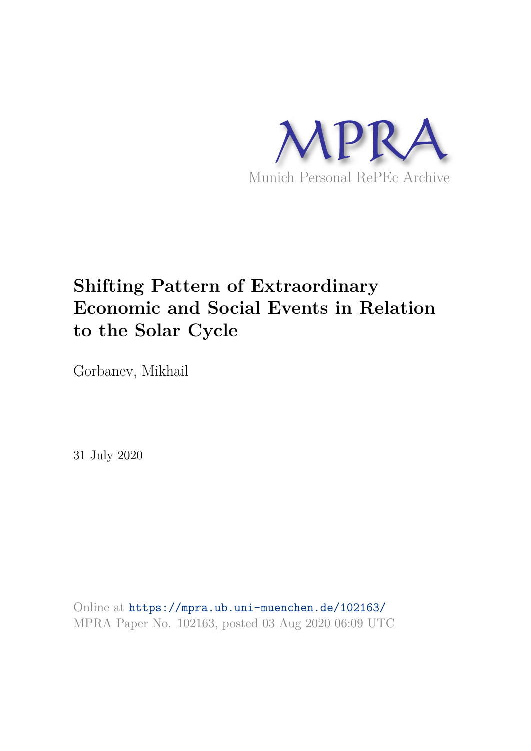MPRA

Munich Personal RePEc Archive

# Shifting Pattern of Extraordinary Economic and Social Events in Relation to the Solar Cycle

Gorbanev, Mikhail

31 July 2020

Online at https://mpra.ub.uni-muenchen.de/102163/
MPRA Paper No. 102163, posted 03 Aug 2020 06:09 UTC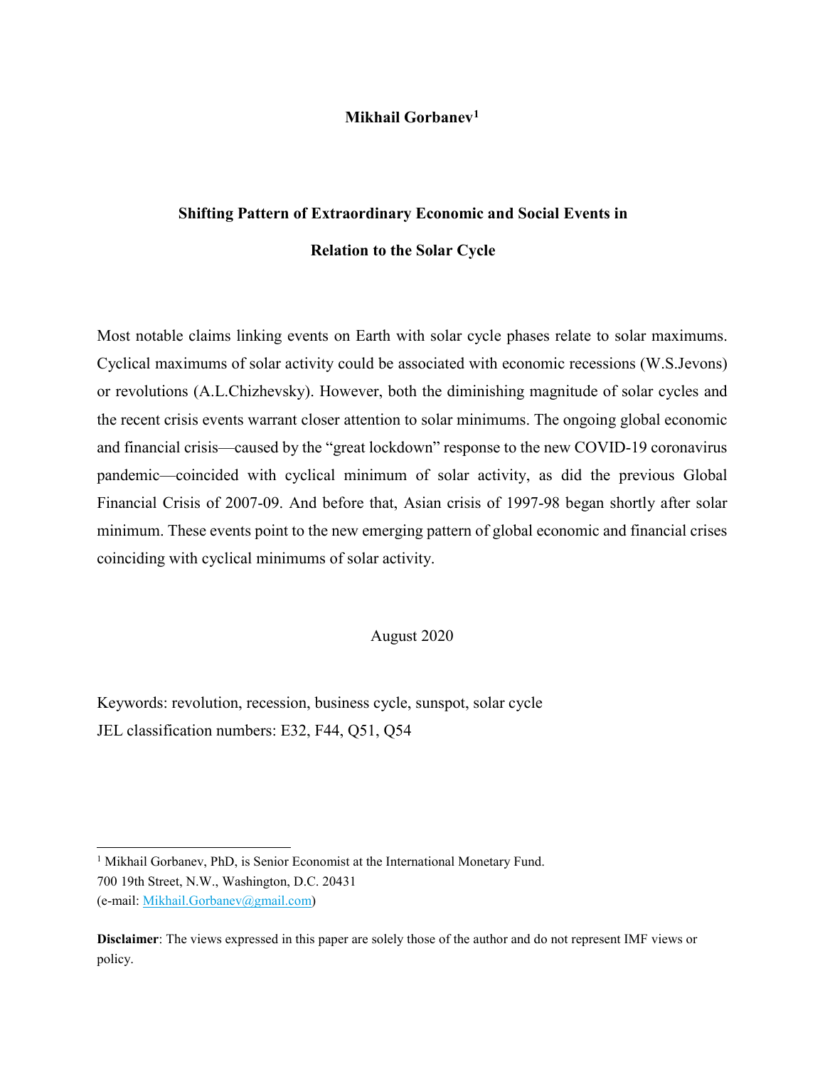**Mikhail Gorbanev[1]**

**Shifting Pattern of Extraordinary Economic and Social Events in Relation to the Solar Cycle**

Most notable claims linking events on Earth with solar cycle phases relate to solar maximums. Cyclical maximums of solar activity could be associated with economic recessions (W.S.Jevons) or revolutions (A.L.Chizhevsky). However, both the diminishing magnitude of solar cycles and the recent crisis events warrant closer attention to solar minimums. The ongoing global economic and financial crisis—caused by the "great lockdown" response to the new COVID-19 coronavirus pandemic—coincided with cyclical minimum of solar activity, as did the previous Global Financial Crisis of 2007-09. And before that, Asian crisis of 1997-98 began shortly after solar minimum. These events point to the new emerging pattern of global economic and financial crises coinciding with cyclical minimums of solar activity.

August 2020

Keywords: revolution, recession, business cycle, sunspot, solar cycle

JEL classification numbers: E32, F44, Q51, Q54

[1] Mikhail Gorbanev, PhD, is Senior Economist at the International Monetary Fund. 700 19th Street, N.W., Washington, D.C. 20431 (e-mail: Mikhail.Gorbanev@gmail.com)

**Disclaimer**: The views expressed in this paper are solely those of the author and do not represent IMF views or policy.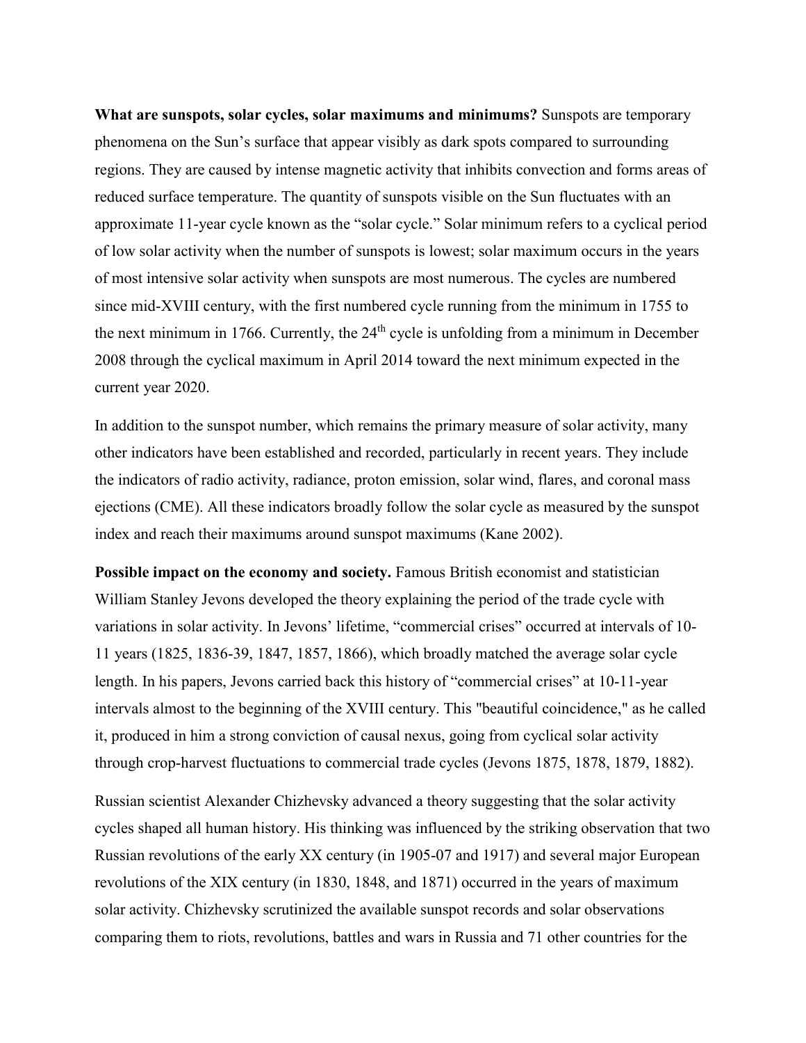**What are sunspots, solar cycles, solar maximums and minimums?** Sunspots are temporary phenomena on the Sun's surface that appear visibly as dark spots compared to surrounding regions. They are caused by intense magnetic activity that inhibits convection and forms areas of reduced surface temperature. The quantity of sunspots visible on the Sun fluctuates with an approximate 11-year cycle known as the "solar cycle." Solar minimum refers to a cyclical period of low solar activity when the number of sunspots is lowest; solar maximum occurs in the years of most intensive solar activity when sunspots are most numerous. The cycles are numbered since mid-XVIII century, with the first numbered cycle running from the minimum in 1755 to the next minimum in 1766. Currently, the 24th cycle is unfolding from a minimum in December 2008 through the cyclical maximum in April 2014 toward the next minimum expected in the current year 2020.

In addition to the sunspot number, which remains the primary measure of solar activity, many other indicators have been established and recorded, particularly in recent years. They include the indicators of radio activity, radiance, proton emission, solar wind, flares, and coronal mass ejections (CME). All these indicators broadly follow the solar cycle as measured by the sunspot index and reach their maximums around sunspot maximums (Kane 2002).

**Possible impact on the economy and society.** Famous British economist and statistician William Stanley Jevons developed the theory explaining the period of the trade cycle with variations in solar activity. In Jevons' lifetime, "commercial crises" occurred at intervals of 10-11 years (1825, 1836-39, 1847, 1857, 1866), which broadly matched the average solar cycle length. In his papers, Jevons carried back this history of "commercial crises" at 10-11-year intervals almost to the beginning of the XVIII century. This "beautiful coincidence," as he called it, produced in him a strong conviction of causal nexus, going from cyclical solar activity through crop-harvest fluctuations to commercial trade cycles (Jevons 1875, 1878, 1879, 1882).

Russian scientist Alexander Chizhevsky advanced a theory suggesting that the solar activity cycles shaped all human history. His thinking was influenced by the striking observation that two Russian revolutions of the early XX century (in 1905-07 and 1917) and several major European revolutions of the XIX century (in 1830, 1848, and 1871) occurred in the years of maximum solar activity. Chizhevsky scrutinized the available sunspot records and solar observations comparing them to riots, revolutions, battles and wars in Russia and 71 other countries for the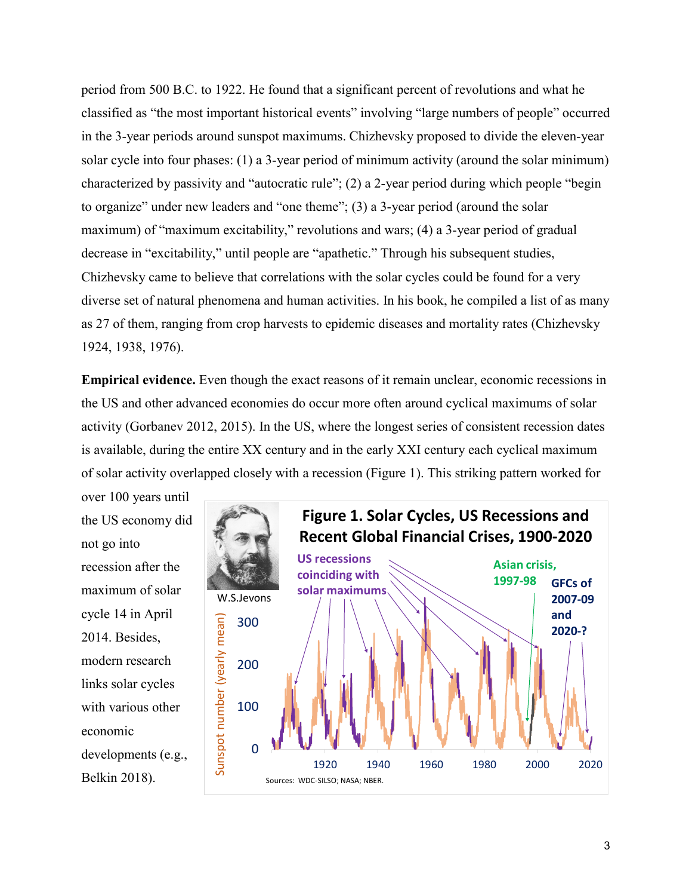period from 500 B.C. to 1922. He found that a significant percent of revolutions and what he classified as "the most important historical events" involving "large numbers of people" occurred in the 3-year periods around sunspot maximums. Chizhevsky proposed to divide the eleven-year solar cycle into four phases: (1) a 3-year period of minimum activity (around the solar minimum) characterized by passivity and "autocratic rule"; (2) a 2-year period during which people "begin to organize" under new leaders and "one theme"; (3) a 3-year period (around the solar maximum) of "maximum excitability," revolutions and wars; (4) a 3-year period of gradual decrease in "excitability," until people are "apathetic." Through his subsequent studies, Chizhevsky came to believe that correlations with the solar cycles could be found for a very diverse set of natural phenomena and human activities. In his book, he compiled a list of as many as 27 of them, ranging from crop harvests to epidemic diseases and mortality rates (Chizhevsky 1924, 1938, 1976).

**Empirical evidence.** Even though the exact reasons of it remain unclear, economic recessions in the US and other advanced economies do occur more often around cyclical maximums of solar activity (Gorbanev 2012, 2015). In the US, where the longest series of consistent recession dates is available, during the entire XX century and in the early XXI century each cyclical maximum of solar activity overlapped closely with a recession (Figure 1). This striking pattern worked for over 100 years until the US economy did not go into recession after the maximum of solar cycle 14 in April 2014. Besides, modern research links solar cycles with various other economic developments (e.g., Belkin 2018).

**Figure 1. Solar Cycles, US Recessions and Recent Global Financial Crises, 1900-2020**

Sources: WDC-SILSO; NASA; NBER.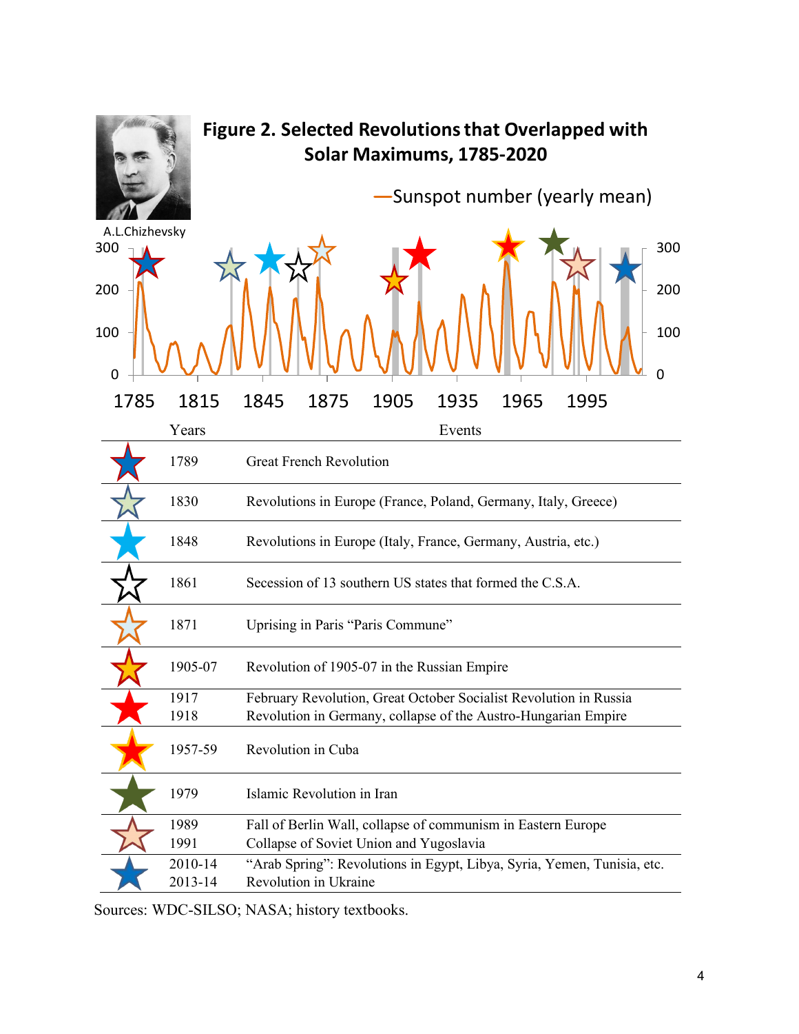## Figure 2. Selected Revolutions that Overlapped with Solar Maximums, 1785-2020

| | Years | Events |
|---|---|---|
| ★ | 1789 | Great French Revolution |
| ☆ | 1830 | Revolutions in Europe (France, Poland, Germany, Italy, Greece) |
| ★ | 1848 | Revolutions in Europe (Italy, France, Germany, Austria, etc.) |
| ☆ | 1861 | Secession of 13 southern US states that formed the C.S.A. |
| ☆ | 1871 | Uprising in Paris "Paris Commune" |
| ★ | 1905-07 | Revolution of 1905-07 in the Russian Empire |
| ★ | 1917<br>1918 | February Revolution, Great October Socialist Revolution in Russia<br>Revolution in Germany, collapse of the Austro-Hungarian Empire |
| ★ | 1957-59 | Revolution in Cuba |
| ★ | 1979 | Islamic Revolution in Iran |
| ☆ | 1989<br>1991 | Fall of Berlin Wall, collapse of communism in Eastern Europe<br>Collapse of Soviet Union and Yugoslavia |
| ★ | 2010-14<br>2013-14 | "Arab Spring": Revolutions in Egypt, Libya, Syria, Yemen, Tunisia, etc.<br>Revolution in Ukraine |

Sources: WDC-SILSO; NASA; history textbooks.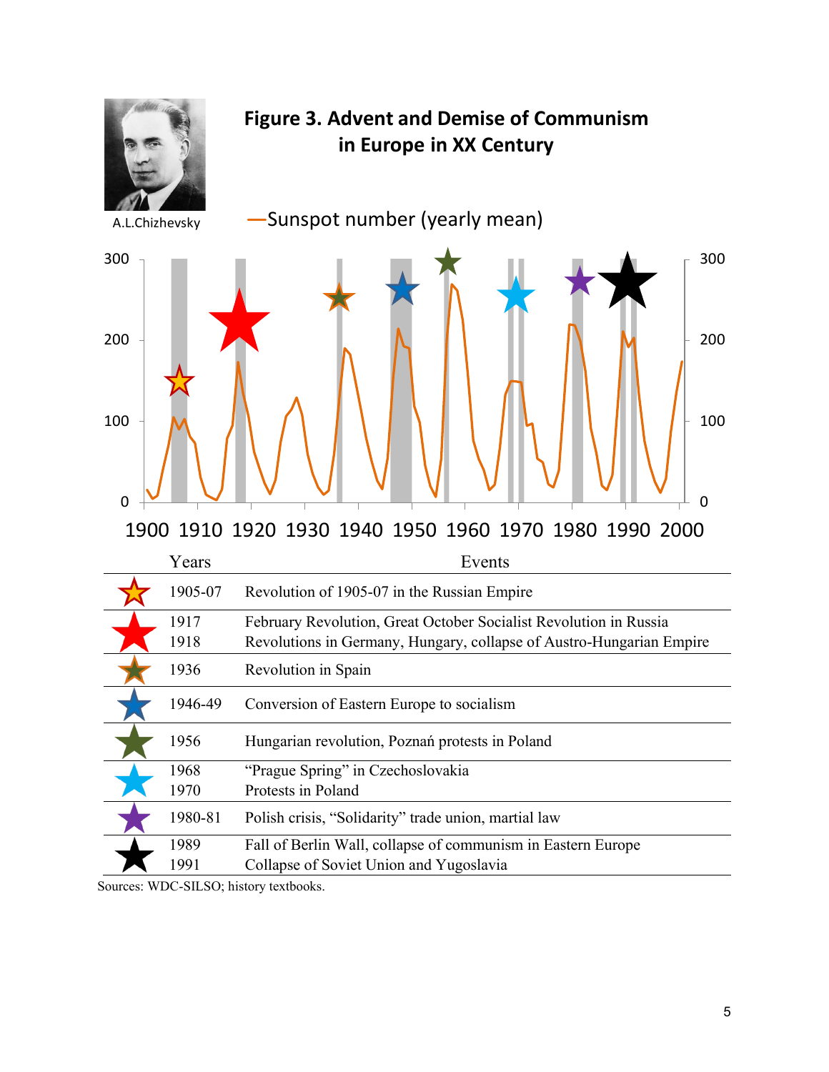## Figure 3. Advent and Demise of Communism in Europe in XX Century

A.L.Chizhevsky

—Sunspot number (yearly mean)

| | Years | Events |
|---|---|---|
| ★ | 1905-07 | Revolution of 1905-07 in the Russian Empire |
| ★ | 1917<br>1918 | February Revolution, Great October Socialist Revolution in Russia<br>Revolutions in Germany, Hungary, collapse of Austro-Hungarian Empire |
| ★ | 1936 | Revolution in Spain |
| ★ | 1946-49 | Conversion of Eastern Europe to socialism |
| ★ | 1956 | Hungarian revolution, Poznań protests in Poland |
| ★ | 1968<br>1970 | "Prague Spring" in Czechoslovakia<br>Protests in Poland |
| ★ | 1980-81 | Polish crisis, "Solidarity" trade union, martial law |
| ★ | 1989<br>1991 | Fall of Berlin Wall, collapse of communism in Eastern Europe<br>Collapse of Soviet Union and Yugoslavia |

Sources: WDC-SILSO; history textbooks.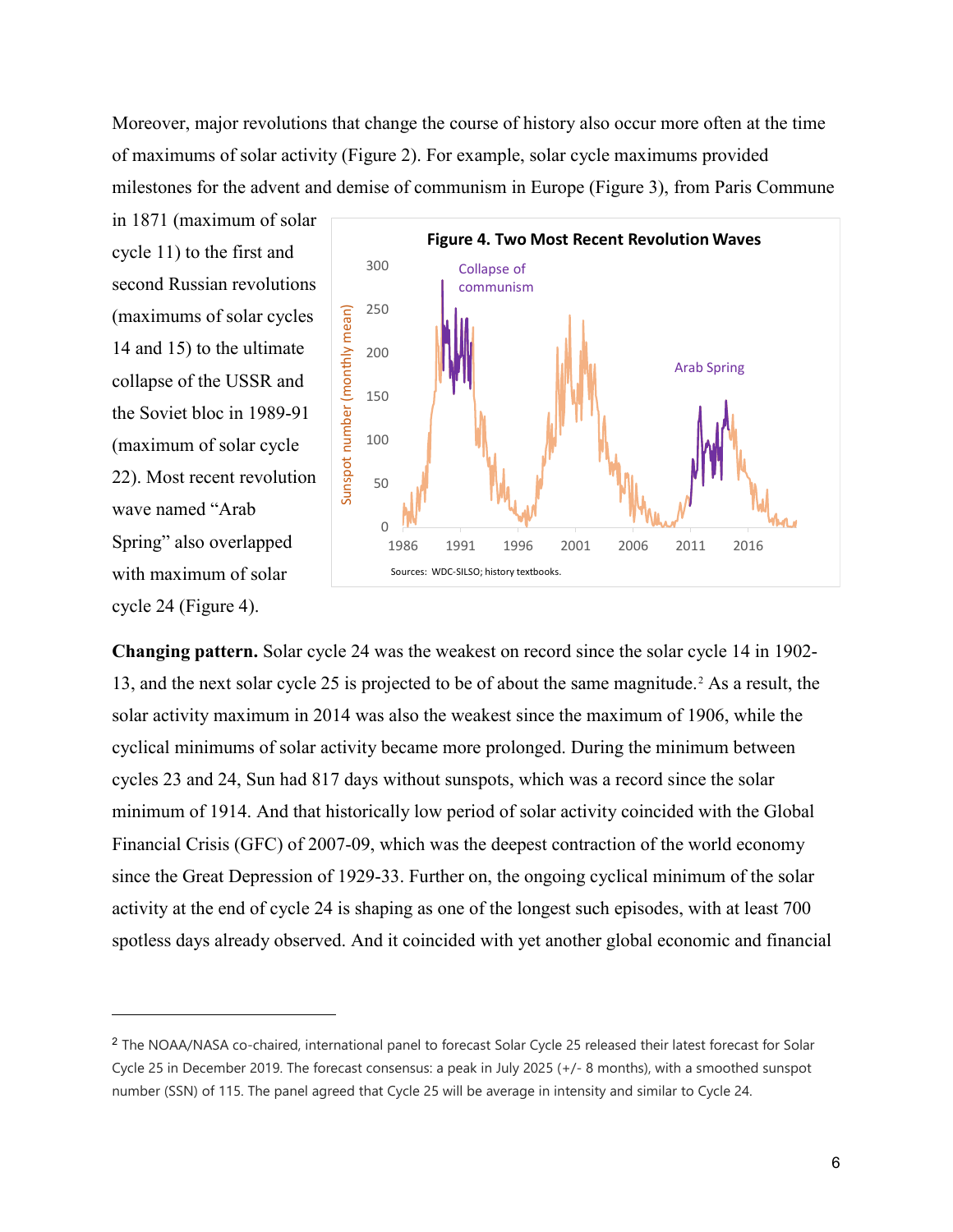Moreover, major revolutions that change the course of history also occur more often at the time of maximums of solar activity (Figure 2). For example, solar cycle maximums provided milestones for the advent and demise of communism in Europe (Figure 3), from Paris Commune in 1871 (maximum of solar cycle 11) to the first and second Russian revolutions (maximums of solar cycles 14 and 15) to the ultimate collapse of the USSR and the Soviet bloc in 1989-91 (maximum of solar cycle 22). Most recent revolution wave named "Arab Spring" also overlapped with maximum of solar cycle 24 (Figure 4).

**Figure 4. Two Most Recent Revolution Waves**

Sources: WDC-SILSO; history textbooks.

**Changing pattern.** Solar cycle 24 was the weakest on record since the solar cycle 14 in 1902-13, and the next solar cycle 25 is projected to be of about the same magnitude.[2] As a result, the solar activity maximum in 2014 was also the weakest since the maximum of 1906, while the cyclical minimums of solar activity became more prolonged. During the minimum between cycles 23 and 24, Sun had 817 days without sunspots, which was a record since the solar minimum of 1914. And that historically low period of solar activity coincided with the Global Financial Crisis (GFC) of 2007-09, which was the deepest contraction of the world economy since the Great Depression of 1929-33. Further on, the ongoing cyclical minimum of the solar activity at the end of cycle 24 is shaping as one of the longest such episodes, with at least 700 spotless days already observed. And it coincided with yet another global economic and financial

[2] The NOAA/NASA co-chaired, international panel to forecast Solar Cycle 25 released their latest forecast for Solar Cycle 25 in December 2019. The forecast consensus: a peak in July 2025 (+/- 8 months), with a smoothed sunspot number (SSN) of 115. The panel agreed that Cycle 25 will be average in intensity and similar to Cycle 24.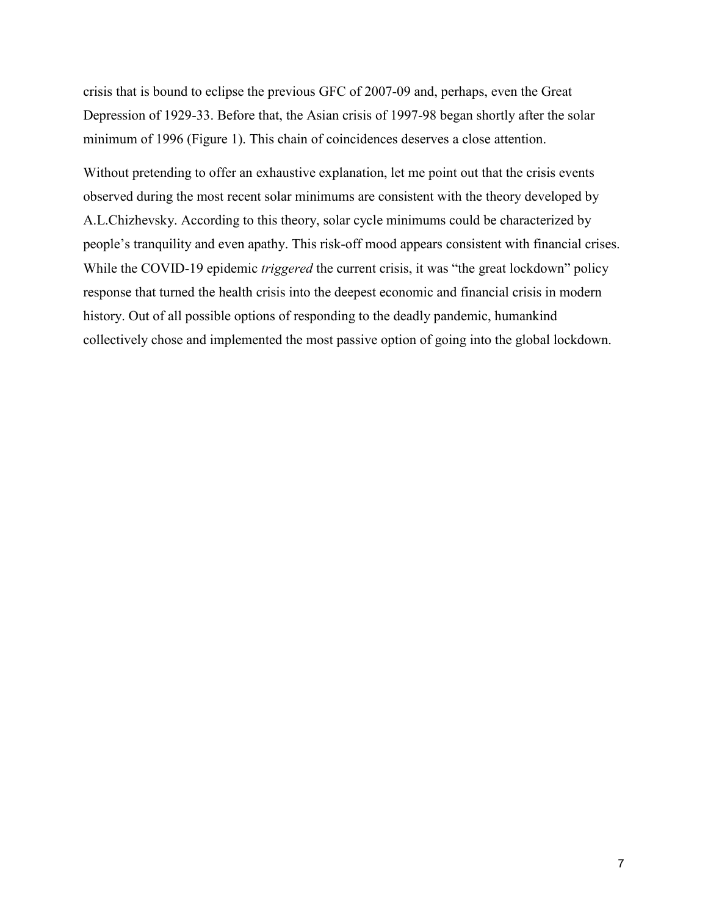crisis that is bound to eclipse the previous GFC of 2007-09 and, perhaps, even the Great Depression of 1929-33. Before that, the Asian crisis of 1997-98 began shortly after the solar minimum of 1996 (Figure 1). This chain of coincidences deserves a close attention.

Without pretending to offer an exhaustive explanation, let me point out that the crisis events observed during the most recent solar minimums are consistent with the theory developed by A.L.Chizhevsky. According to this theory, solar cycle minimums could be characterized by people's tranquility and even apathy. This risk-off mood appears consistent with financial crises. While the COVID-19 epidemic *triggered* the current crisis, it was "the great lockdown" policy response that turned the health crisis into the deepest economic and financial crisis in modern history. Out of all possible options of responding to the deadly pandemic, humankind collectively chose and implemented the most passive option of going into the global lockdown.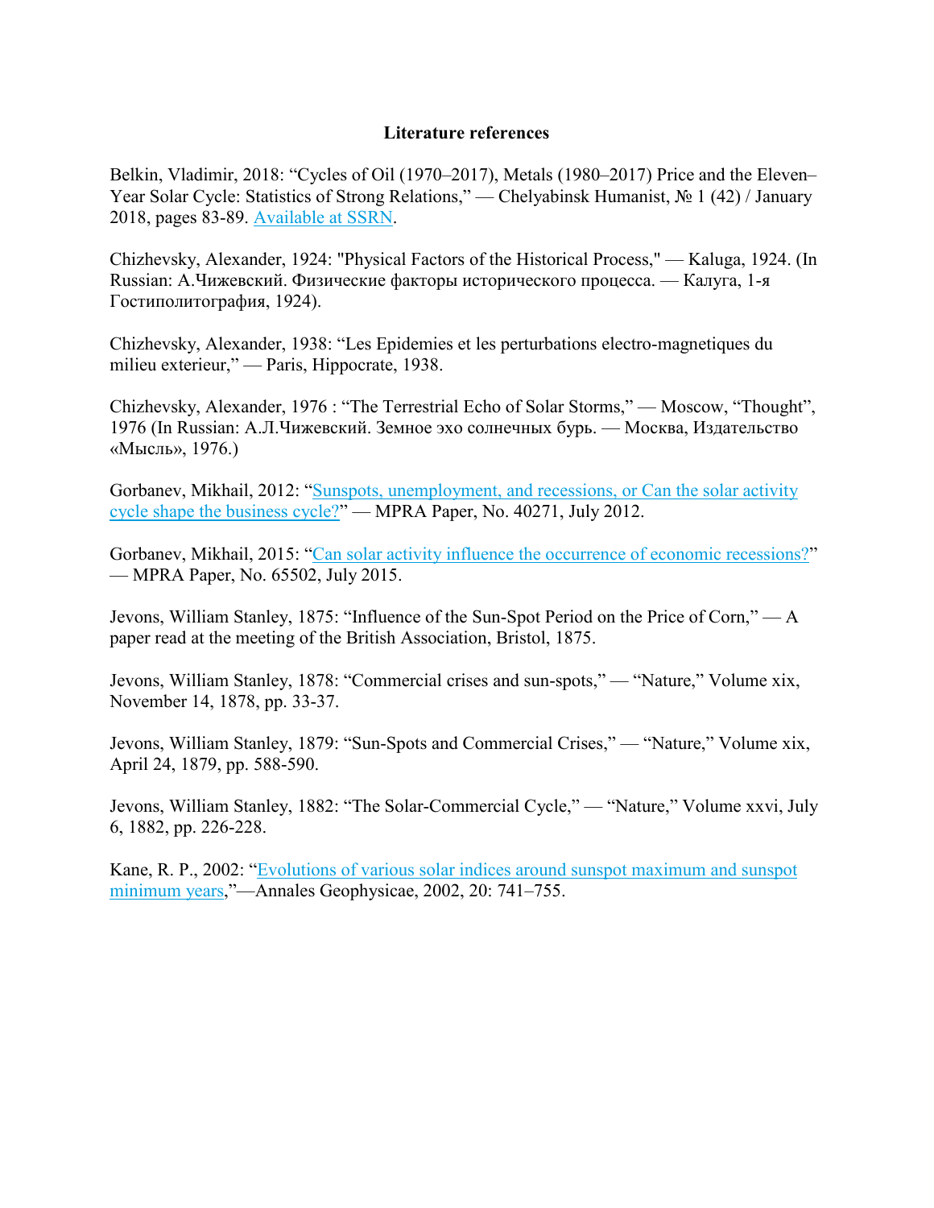# Literature references

Belkin, Vladimir, 2018: “Cycles of Oil (1970–2017), Metals (1980–2017) Price and the Eleven–Year Solar Cycle: Statistics of Strong Relations,” — Chelyabinsk Humanist, № 1 (42) / January 2018, pages 83-89. Available at SSRN.

Chizhevsky, Alexander, 1924: "Physical Factors of the Historical Process," — Kaluga, 1924. (In Russian: А.Чижевский. Физические факторы исторического процесса. — Калуга, 1-я Гостиполитография, 1924).

Chizhevsky, Alexander, 1938: “Les Epidemies et les perturbations electro-magnetiques du milieu exterieur,” — Paris, Hippocrate, 1938.

Chizhevsky, Alexander, 1976 : “The Terrestrial Echo of Solar Storms,” — Moscow, “Thought”, 1976 (In Russian: А.Л.Чижевский. Земное эхо солнечных бурь. — Москва, Издательство «Мысль», 1976.)

Gorbanev, Mikhail, 2012: “Sunspots, unemployment, and recessions, or Can the solar activity cycle shape the business cycle?” — MPRA Paper, No. 40271, July 2012.

Gorbanev, Mikhail, 2015: “Can solar activity influence the occurrence of economic recessions?” — MPRA Paper, No. 65502, July 2015.

Jevons, William Stanley, 1875: “Influence of the Sun-Spot Period on the Price of Corn,” — A paper read at the meeting of the British Association, Bristol, 1875.

Jevons, William Stanley, 1878: “Commercial crises and sun-spots,” — “Nature,” Volume xix, November 14, 1878, pp. 33-37.

Jevons, William Stanley, 1879: “Sun-Spots and Commercial Crises,” — “Nature,” Volume xix, April 24, 1879, pp. 588-590.

Jevons, William Stanley, 1882: “The Solar-Commercial Cycle,” — “Nature,” Volume xxvi, July 6, 1882, pp. 226-228.

Kane, R. P., 2002: “Evolutions of various solar indices around sunspot maximum and sunspot minimum years,”—Annales Geophysicae, 2002, 20: 741–755.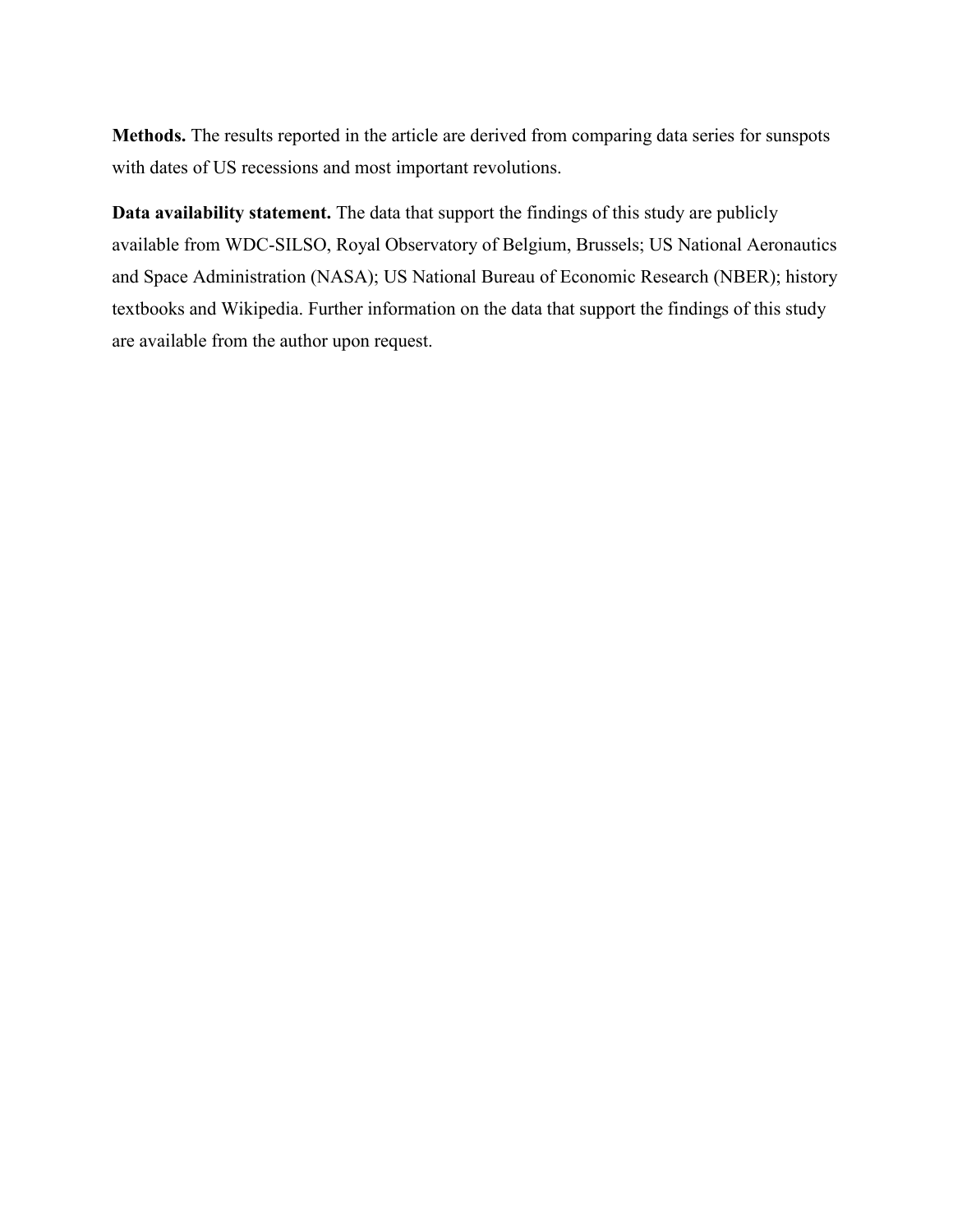**Methods.** The results reported in the article are derived from comparing data series for sunspots with dates of US recessions and most important revolutions.

**Data availability statement.** The data that support the findings of this study are publicly available from WDC-SILSO, Royal Observatory of Belgium, Brussels; US National Aeronautics and Space Administration (NASA); US National Bureau of Economic Research (NBER); history textbooks and Wikipedia. Further information on the data that support the findings of this study are available from the author upon request.